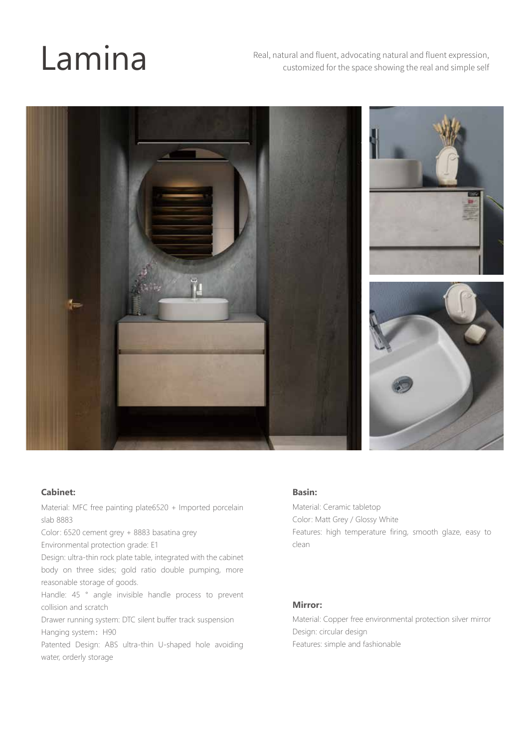# Lamina

Real, natural and fluent, advocating natural and fluent expression, customized for the space showing the real and simple self

**Cabinet:**

Material: MFC free painting plate6520 + Imported porcelain slab 8883

Color: 6520 cement grey + 8883 basatina grey

Environmental protection grade: E1

Design: ultra-thin rock plate table, integrated with the cabinet body on three sides; gold ratio double pumping, more reasonable storage of goods.

Handle: 45 ° angle invisible handle process to prevent collision and scratch

Drawer running system: DTC silent buffer track suspension

Hanging system：H90

Patented Design: ABS ultra-thin U-shaped hole avoiding water, orderly storage

**Basin:**

Material: Ceramic tabletop

Color: Matt Grey / Glossy White

Features: high temperature firing, smooth glaze, easy to clean

**Mirror:**

Material: Copper free environmental protection silver mirror

Design: circular design

Features: simple and fashionable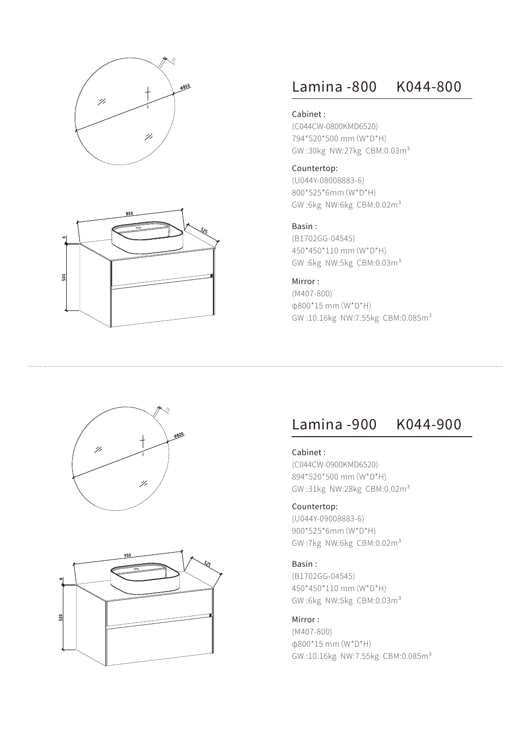## Lamina -800 K044-800

Cabinet :
(C044CW-0800KMD6520)
794*520*500 mm (W*D*H)
GW :30kg NW:27kg CBM:0.03m³

Countertop:
(U044Y-08008883-6)
800*525*6mm (W*D*H)
GW :6kg NW:6kg CBM:0.02m³

Basin :
(B1702GG-04545)
450*450*110 mm (W*D*H)
GW :6kg NW:5kg CBM:0.03m³

Mirror :
(M407-800)
φ800*15 mm (W*D*H)
GW :10.16kg NW:7.55kg CBM:0.085m³

## Lamina -900 K044-900

Cabinet :
(C044CW-0900KMD6520)
894*520*500 mm (W*D*H)
GW :31kg NW:28kg CBM:0.02m³

Countertop:
(U044Y-09008883-6)
900*525*6mm (W*D*H)
GW :7kg NW:6kg CBM:0.02m³

Basin :
(B1702GG-04545)
450*450*110 mm (W*D*H)
GW :6kg NW:5kg CBM:0.03m³

Mirror :
(M407-800)
φ800*15 mm (W*D*H)
GW :10.16kg NW:7.55kg CBM:0.085m³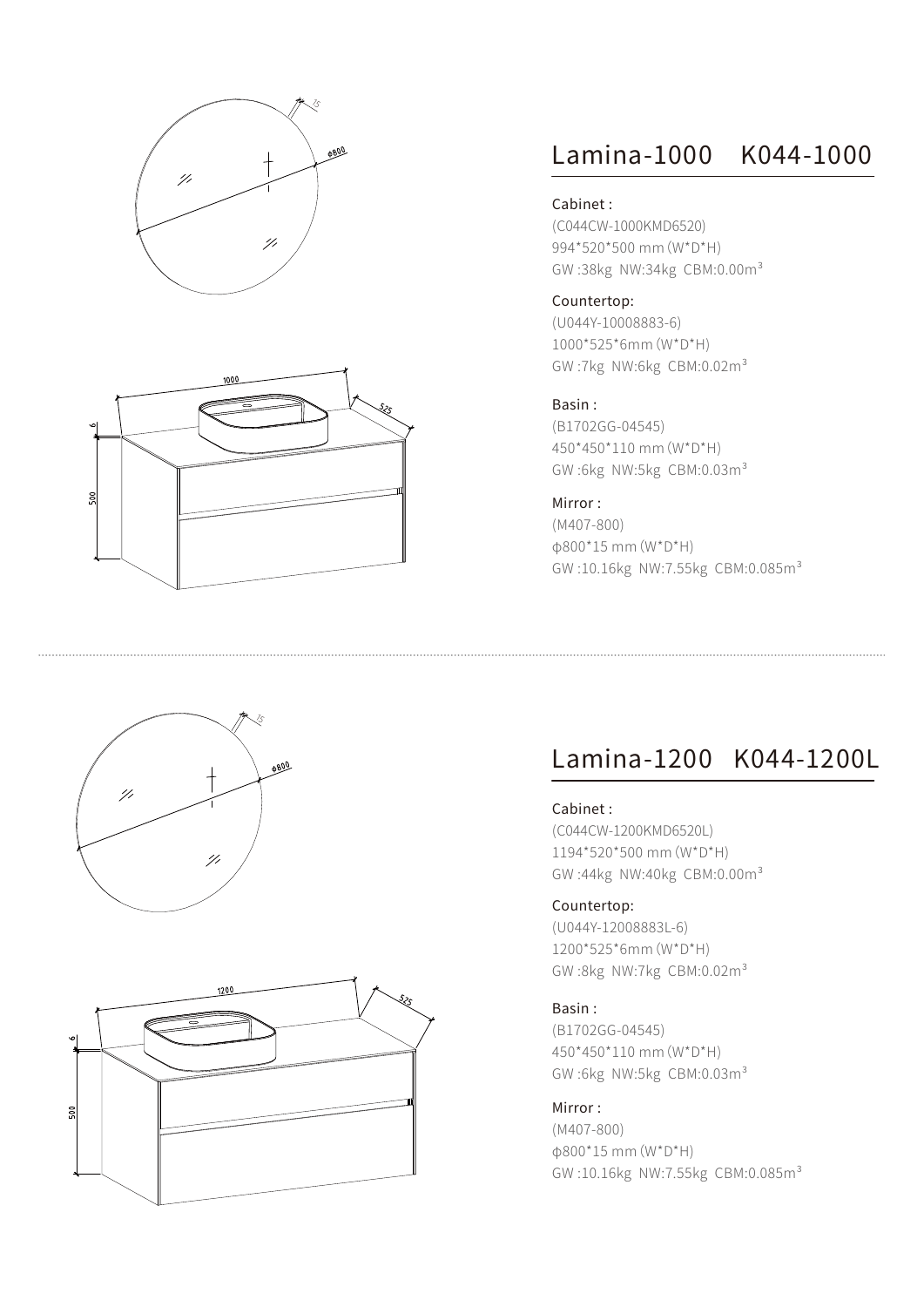## Lamina-1000 K044-1000

Cabinet :
(C044CW-1000KMD6520)
994*520*500 mm (W*D*H)
GW :38kg NW:34kg CBM:0.00m³

Countertop:
(U044Y-10008883-6)
1000*525*6mm (W*D*H)
GW :7kg NW:6kg CBM:0.02m³

Basin :
(B1702GG-04545)
450*450*110 mm (W*D*H)
GW :6kg NW:5kg CBM:0.03m³

Mirror :
(M407-800)
ф800*15 mm (W*D*H)
GW :10.16kg NW:7.55kg CBM:0.085m³

## Lamina-1200 K044-1200L

Cabinet :
(C044CW-1200KMD6520L)
1194*520*500 mm (W*D*H)
GW :44kg NW:40kg CBM:0.00m³

Countertop:
(U044Y-12008883L-6)
1200*525*6mm (W*D*H)
GW :8kg NW:7kg CBM:0.02m³

Basin :
(B1702GG-04545)
450*450*110 mm (W*D*H)
GW :6kg NW:5kg CBM:0.03m³

Mirror :
(M407-800)
ф800*15 mm (W*D*H)
GW :10.16kg NW:7.55kg CBM:0.085m³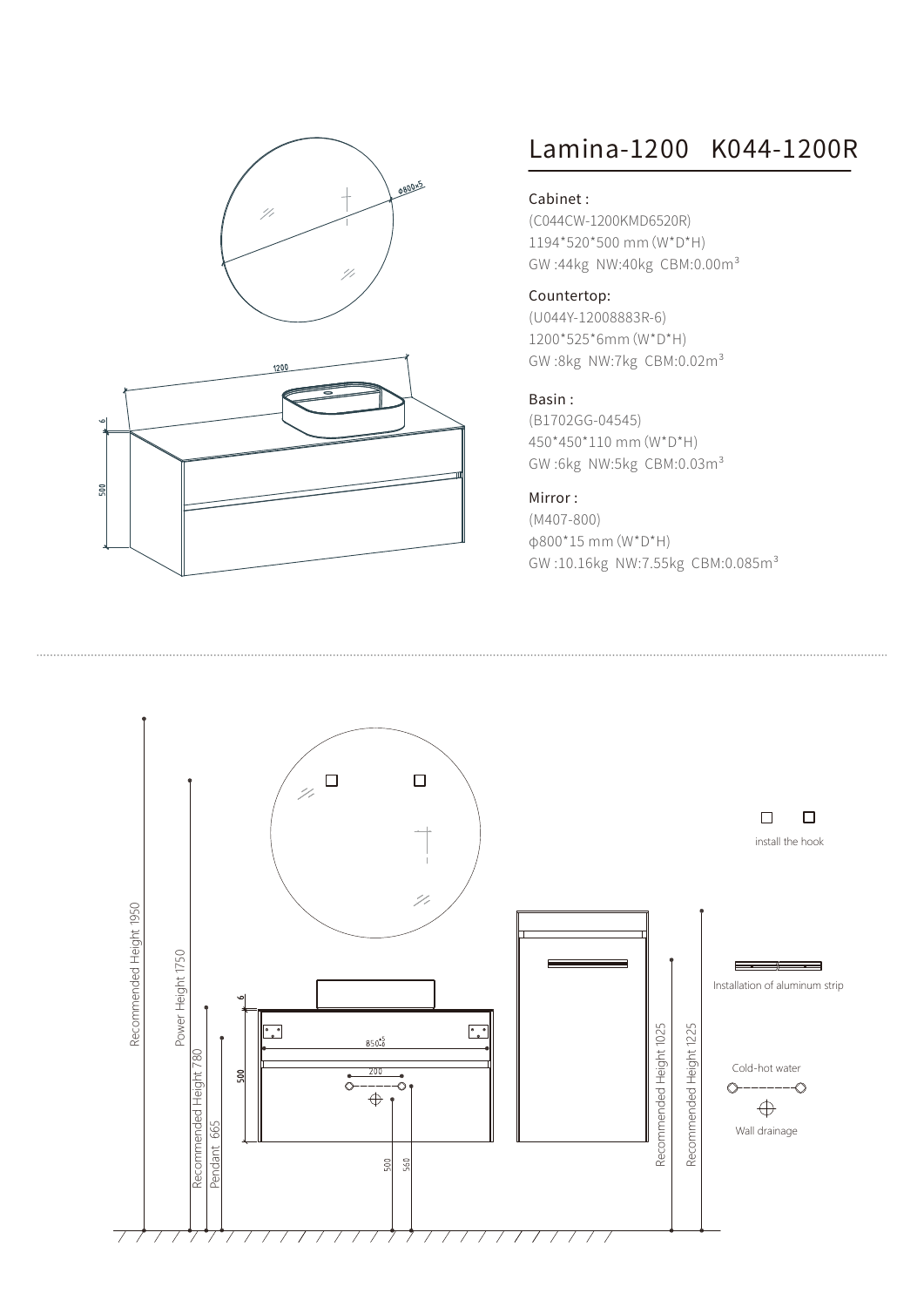# Lamina-1200 K044-1200R

**Cabinet :**

(C044CW-1200KMD6520R)
1194*520*500 mm (W*D*H)
GW :44kg NW:40kg CBM:0.00m³

**Countertop:**

(U044Y-12008883R-6)
1200*525*6mm (W*D*H)
GW :8kg NW:7kg CBM:0.02m³

**Basin :**

(B1702GG-04545)
450*450*110 mm (W*D*H)
GW :6kg NW:5kg CBM:0.03m³

**Mirror :**

(M407-800)
φ800*15 mm (W*D*H)
GW :10.16kg NW:7.55kg CBM:0.085m³

φ800×5
1200
6
500

Recommended Height 1950
Power Height 1750
Recommended Height 780
Pendant 665
6
500
850
200
500
560
Recommended Height 1025
Recommended Height 1225

install the hook

Installation of aluminum strip

Cold-hot water

Wall drainage